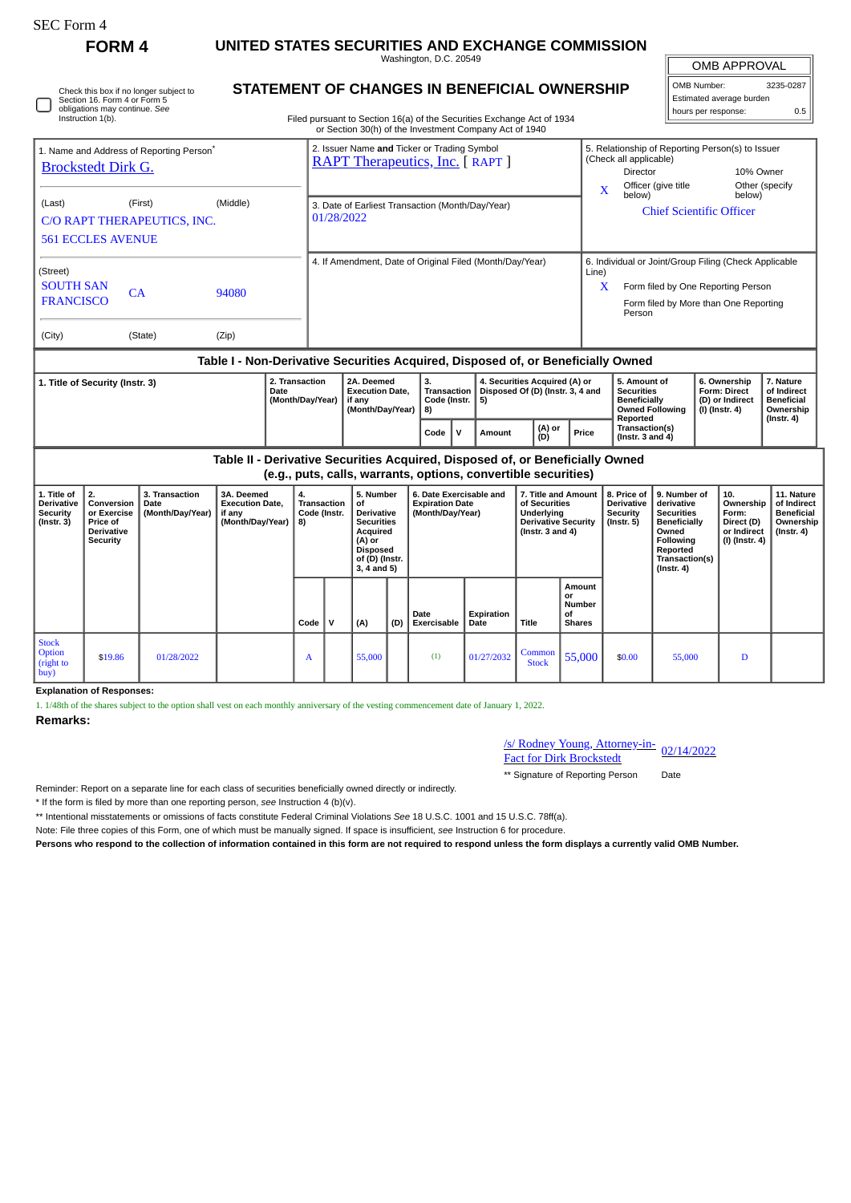SEC Form 4

# FORM 4

## UNITED STATES SECURITIES AND EXCHANGE COMMISSION

Washington, D.C. 20549

Check this box if no longer subject to Section 16. Form 4 or Form 5 obligations may continue. *See* Instruction 1(b).

## STATEMENT OF CHANGES IN BENEFICIAL OWNERSHIP

Filed pursuant to Section 16(a) of the Securities Exchange Act of 1934 or Section 30(h) of the Investment Company Act of 1940

| OMB APPROVAL | |
|---|---|
| OMB Number: | 3235-0287 |
| Estimated average burden | |
| hours per response: | 0.5 |

1. Name and Address of Reporting Person*
Brockstedt Dirk G.

(Last) (First) (Middle)
C/O RAPT THERAPEUTICS, INC.
561 ECCLES AVENUE

(Street)
SOUTH SAN FRANCISCO CA 94080

(City) (State) (Zip)

2. Issuer Name **and** Ticker or Trading Symbol
RAPT Therapeutics, Inc. [ RAPT ]

3. Date of Earliest Transaction (Month/Day/Year)
01/28/2022

4. If Amendment, Date of Original Filed (Month/Day/Year)

5. Relationship of Reporting Person(s) to Issuer (Check all applicable)
Director
10% Owner
X Officer (give title below)
Other (specify below)
Chief Scientific Officer

6. Individual or Joint/Group Filing (Check Applicable Line)
X Form filed by One Reporting Person
Form filed by More than One Reporting Person

### Table I - Non-Derivative Securities Acquired, Disposed of, or Beneficially Owned

| 1. Title of Security (Instr. 3) | 2. Transaction Date (Month/Day/Year) | 2A. Deemed Execution Date, if any (Month/Day/Year) | 3. Transaction Code (Instr. 8) | | 4. Securities Acquired (A) or Disposed Of (D) (Instr. 3, 4 and 5) | | | 5. Amount of Securities Beneficially Owned Following Reported Transaction(s) (Instr. 3 and 4) | 6. Ownership Form: Direct (D) or Indirect (I) (Instr. 4) | 7. Nature of Indirect Beneficial Ownership (Instr. 4) |
|---|---|---|---|---|---|---|---|---|---|---|
| | | | Code | V | Amount | (A) or (D) | Price | | | |

### Table II - Derivative Securities Acquired, Disposed of, or Beneficially Owned (e.g., puts, calls, warrants, options, convertible securities)

| 1. Title of Derivative Security (Instr. 3) | 2. Conversion or Exercise Price of Derivative Security | 3. Transaction Date (Month/Day/Year) | 3A. Deemed Execution Date, if any (Month/Day/Year) | 4. Transaction Code (Instr. 8) | | 5. Number of Derivative Securities Acquired (A) or Disposed of (D) (Instr. 3, 4 and 5) | | 6. Date Exercisable and Expiration Date (Month/Day/Year) | | 7. Title and Amount of Securities Underlying Derivative Security (Instr. 3 and 4) | | 8. Price of Derivative Security (Instr. 5) | 9. Number of derivative Securities Beneficially Owned Following Reported Transaction(s) (Instr. 4) | 10. Ownership Form: Direct (D) or Indirect (I) (Instr. 4) | 11. Nature of Indirect Beneficial Ownership (Instr. 4) |
|---|---|---|---|---|---|---|---|---|---|---|---|---|---|---|---|
| | | | | Code | V | (A) | (D) | Date Exercisable | Expiration Date | Title | Amount or Number of Shares | | | | |
| Stock Option (right to buy) | $19.86 | 01/28/2022 | | A | | 55,000 | | (1) | 01/27/2032 | Common Stock | 55,000 | $0.00 | 55,000 | D | |

**Explanation of Responses:**

1. 1/48th of the shares subject to the option shall vest on each monthly anniversary of the vesting commencement date of January 1, 2022.

**Remarks:**

/s/ Rodney Young, Attorney-in-Fact for Dirk Brockstedt 02/14/2022

** Signature of Reporting Person Date

Reminder: Report on a separate line for each class of securities beneficially owned directly or indirectly.

* If the form is filed by more than one reporting person, *see* Instruction 4 (b)(v).

** Intentional misstatements or omissions of facts constitute Federal Criminal Violations *See* 18 U.S.C. 1001 and 15 U.S.C. 78ff(a).

Note: File three copies of this Form, one of which must be manually signed. If space is insufficient, *see* Instruction 6 for procedure.

**Persons who respond to the collection of information contained in this form are not required to respond unless the form displays a currently valid OMB Number.**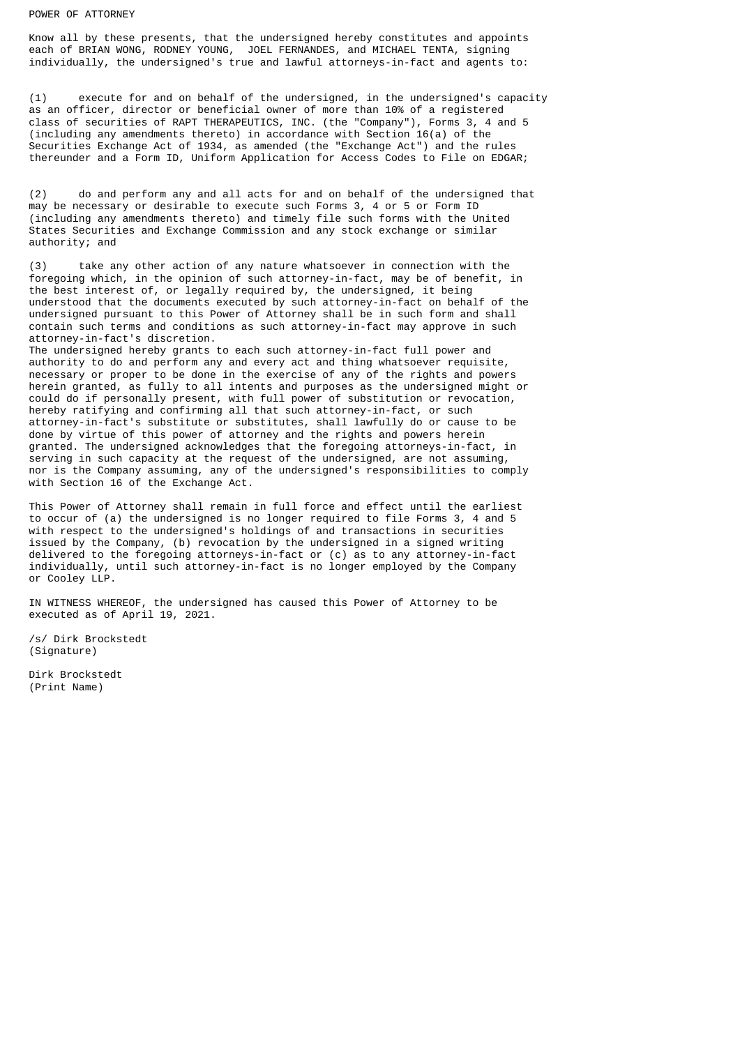# POWER OF ATTORNEY

Know all by these presents, that the undersigned hereby constitutes and appoints each of BRIAN WONG, RODNEY YOUNG, JOEL FERNANDES, and MICHAEL TENTA, signing individually, the undersigned's true and lawful attorneys-in-fact and agents to:

(1) execute for and on behalf of the undersigned, in the undersigned's capacity as an officer, director or beneficial owner of more than 10% of a registered class of securities of RAPT THERAPEUTICS, INC. (the "Company"), Forms 3, 4 and 5 (including any amendments thereto) in accordance with Section 16(a) of the Securities Exchange Act of 1934, as amended (the "Exchange Act") and the rules thereunder and a Form ID, Uniform Application for Access Codes to File on EDGAR;

(2) do and perform any and all acts for and on behalf of the undersigned that may be necessary or desirable to execute such Forms 3, 4 or 5 or Form ID (including any amendments thereto) and timely file such forms with the United States Securities and Exchange Commission and any stock exchange or similar authority; and

(3) take any other action of any nature whatsoever in connection with the foregoing which, in the opinion of such attorney-in-fact, may be of benefit, in the best interest of, or legally required by, the undersigned, it being understood that the documents executed by such attorney-in-fact on behalf of the undersigned pursuant to this Power of Attorney shall be in such form and shall contain such terms and conditions as such attorney-in-fact may approve in such attorney-in-fact's discretion.

The undersigned hereby grants to each such attorney-in-fact full power and authority to do and perform any and every act and thing whatsoever requisite, necessary or proper to be done in the exercise of any of the rights and powers herein granted, as fully to all intents and purposes as the undersigned might or could do if personally present, with full power of substitution or revocation, hereby ratifying and confirming all that such attorney-in-fact, or such attorney-in-fact's substitute or substitutes, shall lawfully do or cause to be done by virtue of this power of attorney and the rights and powers herein granted. The undersigned acknowledges that the foregoing attorneys-in-fact, in serving in such capacity at the request of the undersigned, are not assuming, nor is the Company assuming, any of the undersigned's responsibilities to comply with Section 16 of the Exchange Act.

This Power of Attorney shall remain in full force and effect until the earliest to occur of (a) the undersigned is no longer required to file Forms 3, 4 and 5 with respect to the undersigned's holdings of and transactions in securities issued by the Company, (b) revocation by the undersigned in a signed writing delivered to the foregoing attorneys-in-fact or (c) as to any attorney-in-fact individually, until such attorney-in-fact is no longer employed by the Company or Cooley LLP.

IN WITNESS WHEREOF, the undersigned has caused this Power of Attorney to be executed as of April 19, 2021.

/s/ Dirk Brockstedt
(Signature)

Dirk Brockstedt
(Print Name)